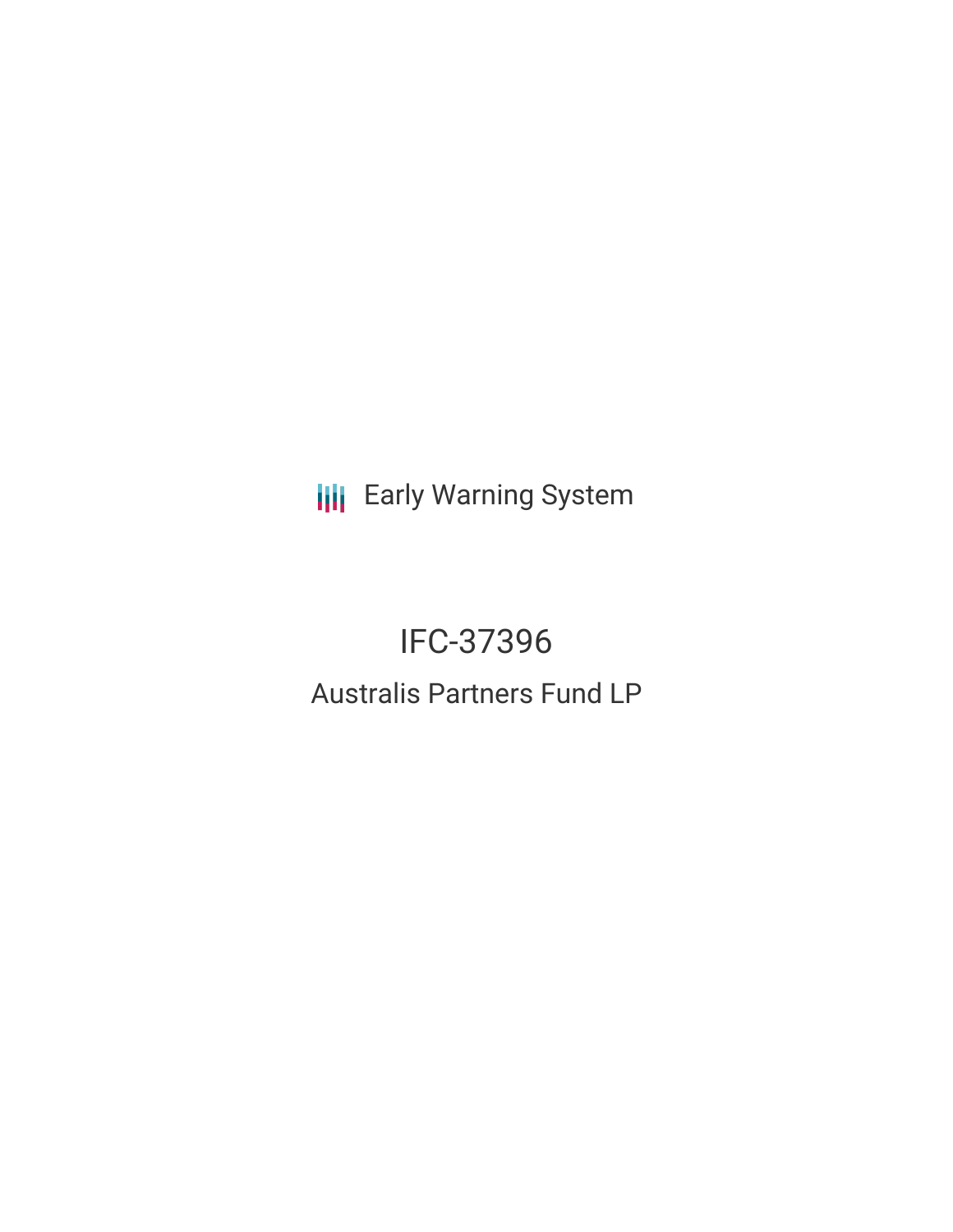Early Warning System

# IFC-37396

## Australis Partners Fund LP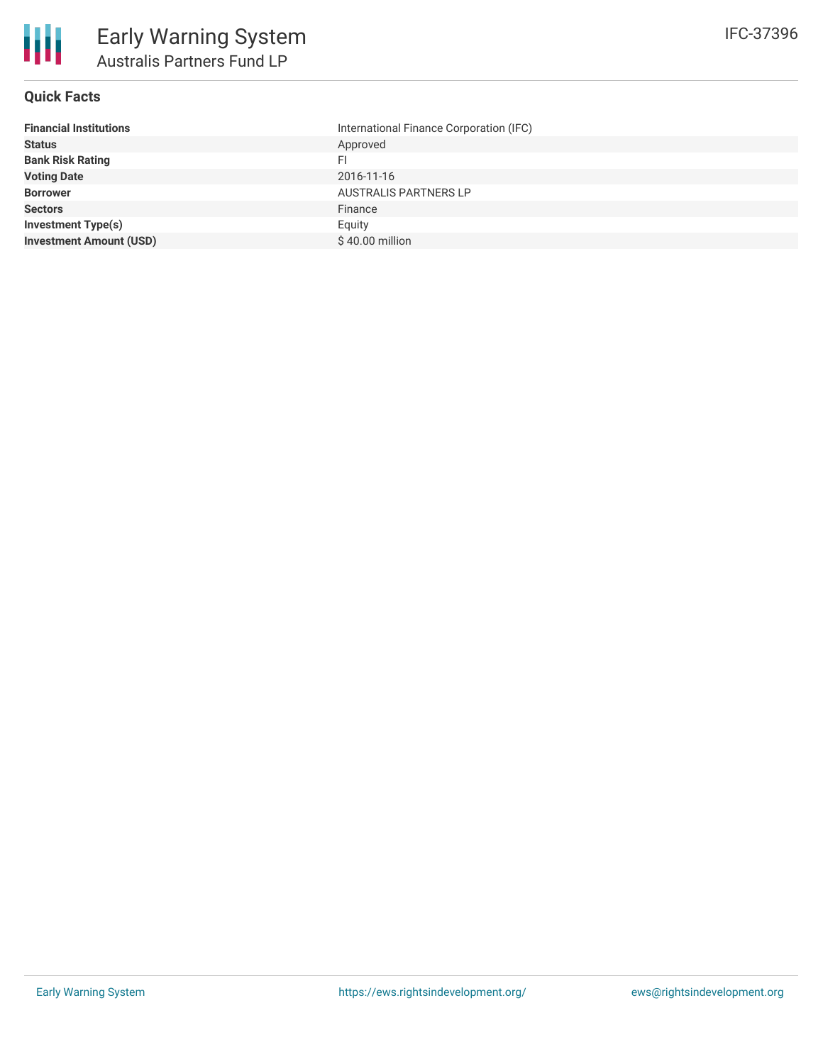# Early Warning System

## Australis Partners Fund LP

IFC-37396

### Quick Facts

| | |
|---|---|
| **Financial Institutions** | International Finance Corporation (IFC) |
| **Status** | Approved |
| **Bank Risk Rating** | FI |
| **Voting Date** | 2016-11-16 |
| **Borrower** | AUSTRALIS PARTNERS LP |
| **Sectors** | Finance |
| **Investment Type(s)** | Equity |
| **Investment Amount (USD)** | $ 40.00 million |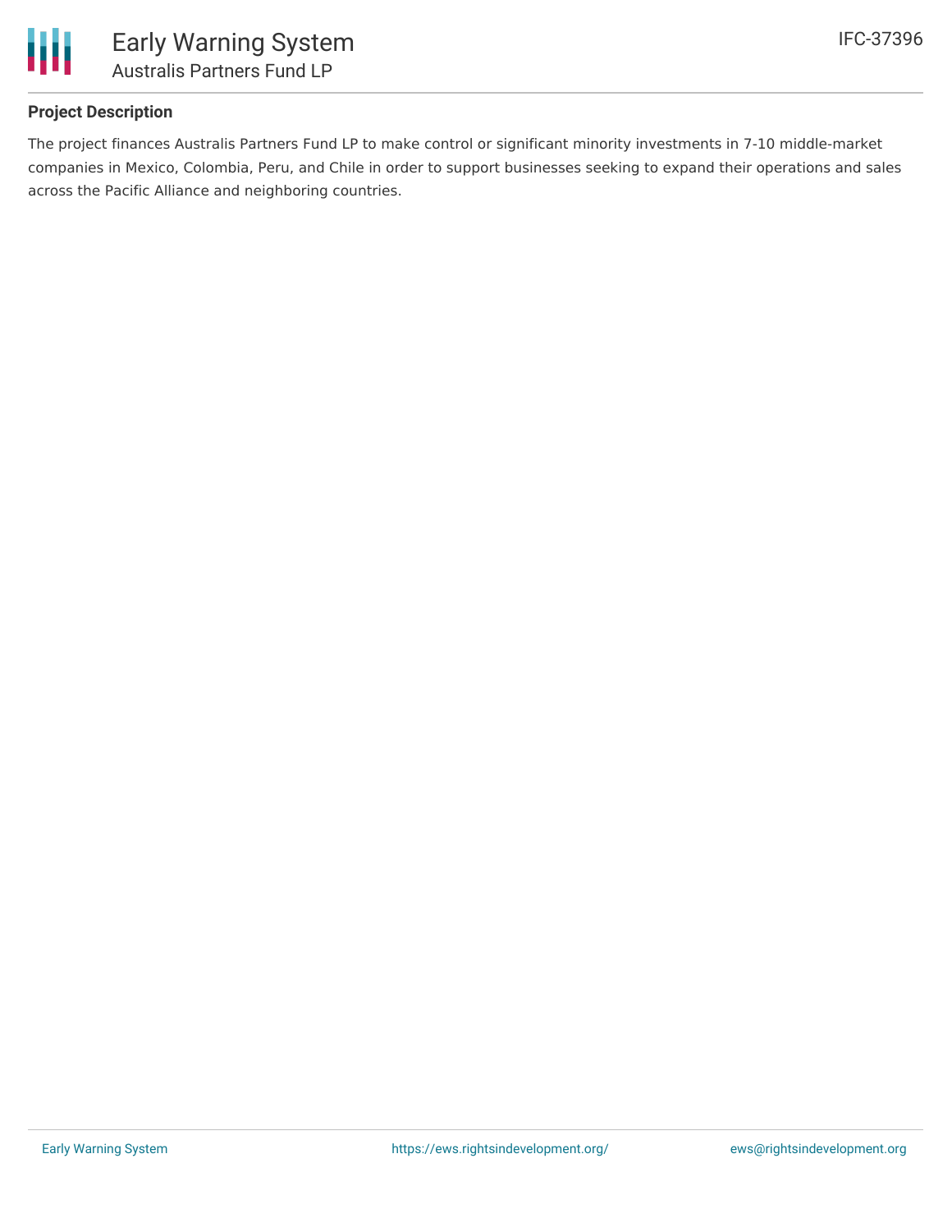## Project Description

The project finances Australis Partners Fund LP to make control or significant minority investments in 7-10 middle-market companies in Mexico, Colombia, Peru, and Chile in order to support businesses seeking to expand their operations and sales across the Pacific Alliance and neighboring countries.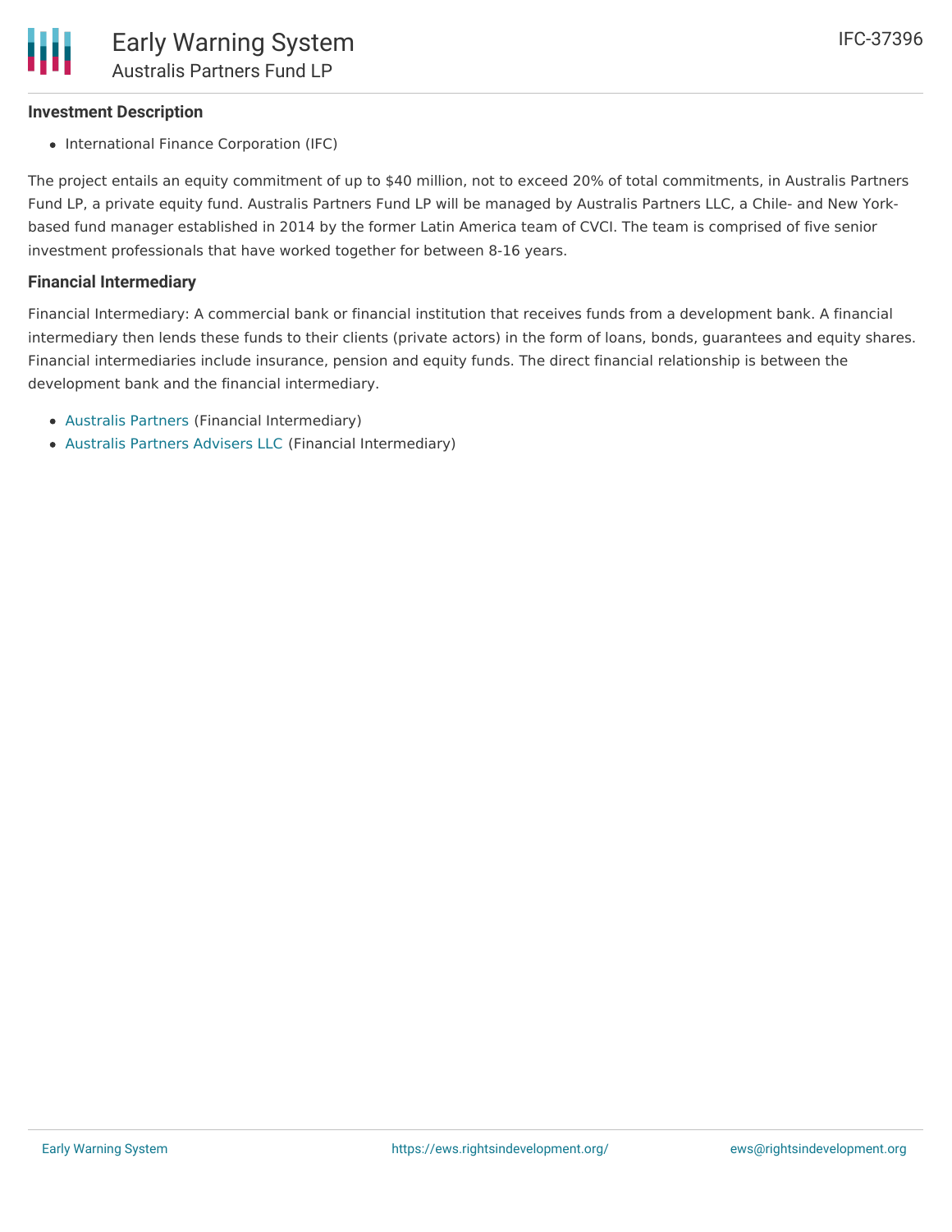### Investment Description

- International Finance Corporation (IFC)

The project entails an equity commitment of up to $40 million, not to exceed 20% of total commitments, in Australis Partners Fund LP, a private equity fund. Australis Partners Fund LP will be managed by Australis Partners LLC, a Chile- and New York-based fund manager established in 2014 by the former Latin America team of CVCI. The team is comprised of five senior investment professionals that have worked together for between 8-16 years.

### Financial Intermediary

Financial Intermediary: A commercial bank or financial institution that receives funds from a development bank. A financial intermediary then lends these funds to their clients (private actors) in the form of loans, bonds, guarantees and equity shares. Financial intermediaries include insurance, pension and equity funds. The direct financial relationship is between the development bank and the financial intermediary.

- Australis Partners (Financial Intermediary)
- Australis Partners Advisers LLC (Financial Intermediary)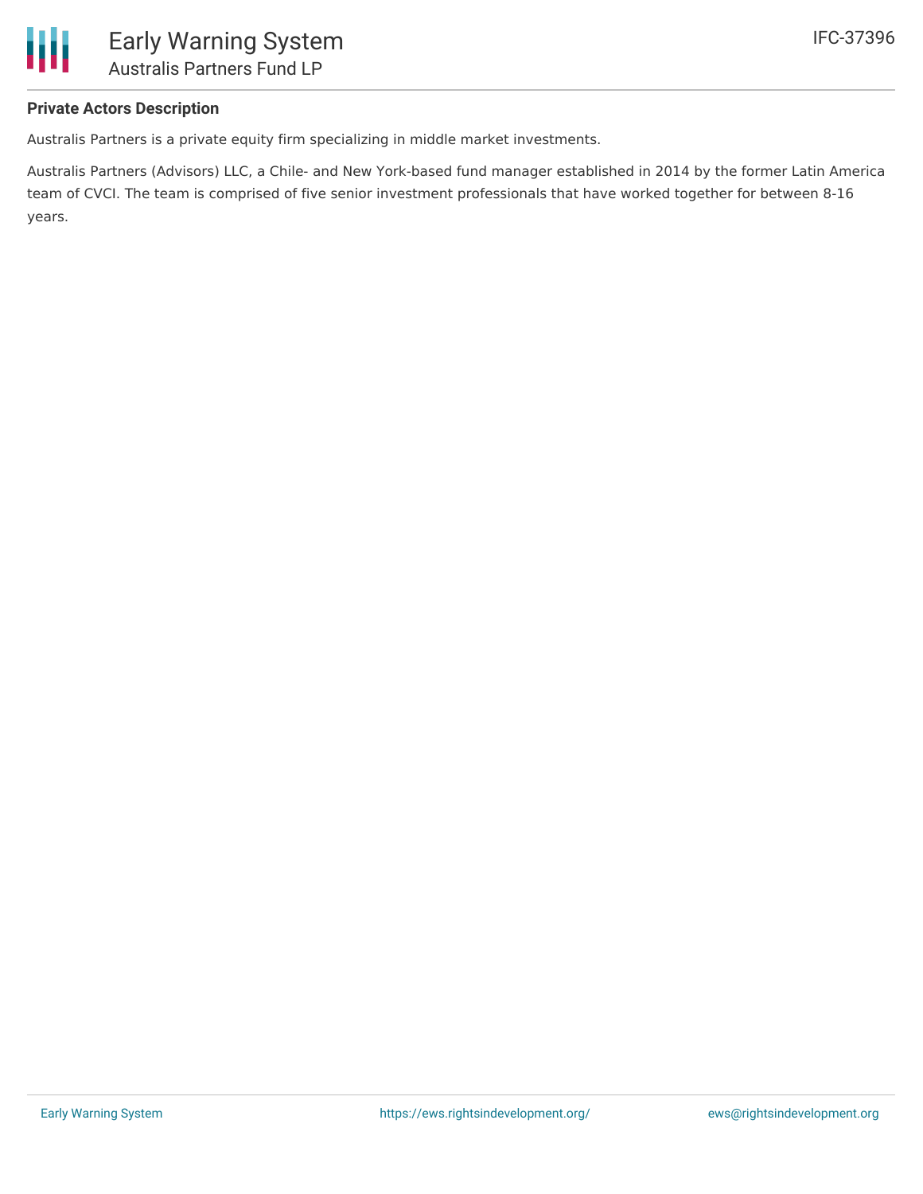**Private Actors Description**

Australis Partners is a private equity firm specializing in middle market investments.

Australis Partners (Advisors) LLC, a Chile- and New York-based fund manager established in 2014 by the former Latin America team of CVCI. The team is comprised of five senior investment professionals that have worked together for between 8-16 years.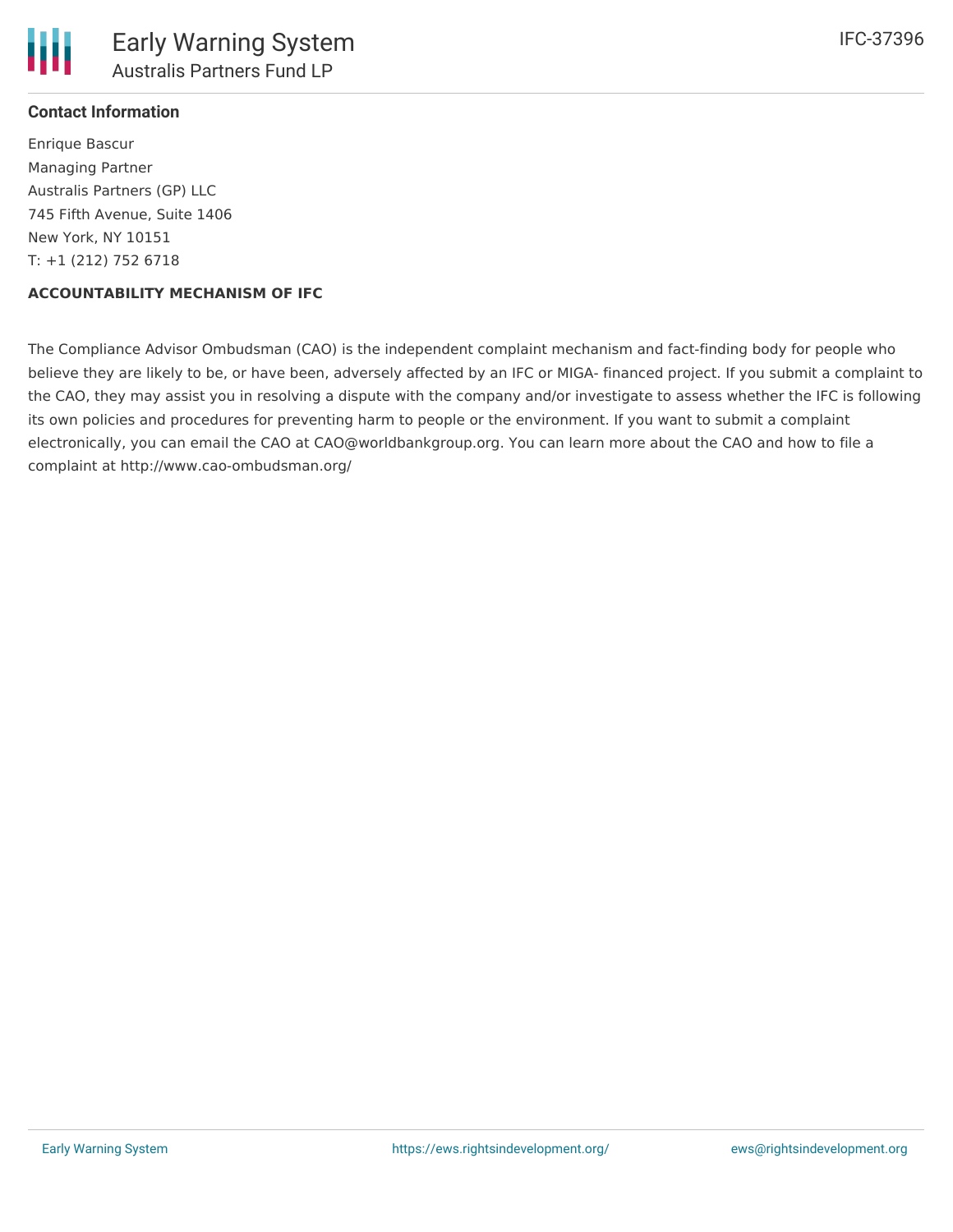### Contact Information

Enrique Bascur
Managing Partner
Australis Partners (GP) LLC
745 Fifth Avenue, Suite 1406
New York, NY 10151
T: +1 (212) 752 6718

**ACCOUNTABILITY MECHANISM OF IFC**

The Compliance Advisor Ombudsman (CAO) is the independent complaint mechanism and fact-finding body for people who believe they are likely to be, or have been, adversely affected by an IFC or MIGA- financed project. If you submit a complaint to the CAO, they may assist you in resolving a dispute with the company and/or investigate to assess whether the IFC is following its own policies and procedures for preventing harm to people or the environment. If you want to submit a complaint electronically, you can email the CAO at CAO@worldbankgroup.org. You can learn more about the CAO and how to file a complaint at http://www.cao-ombudsman.org/